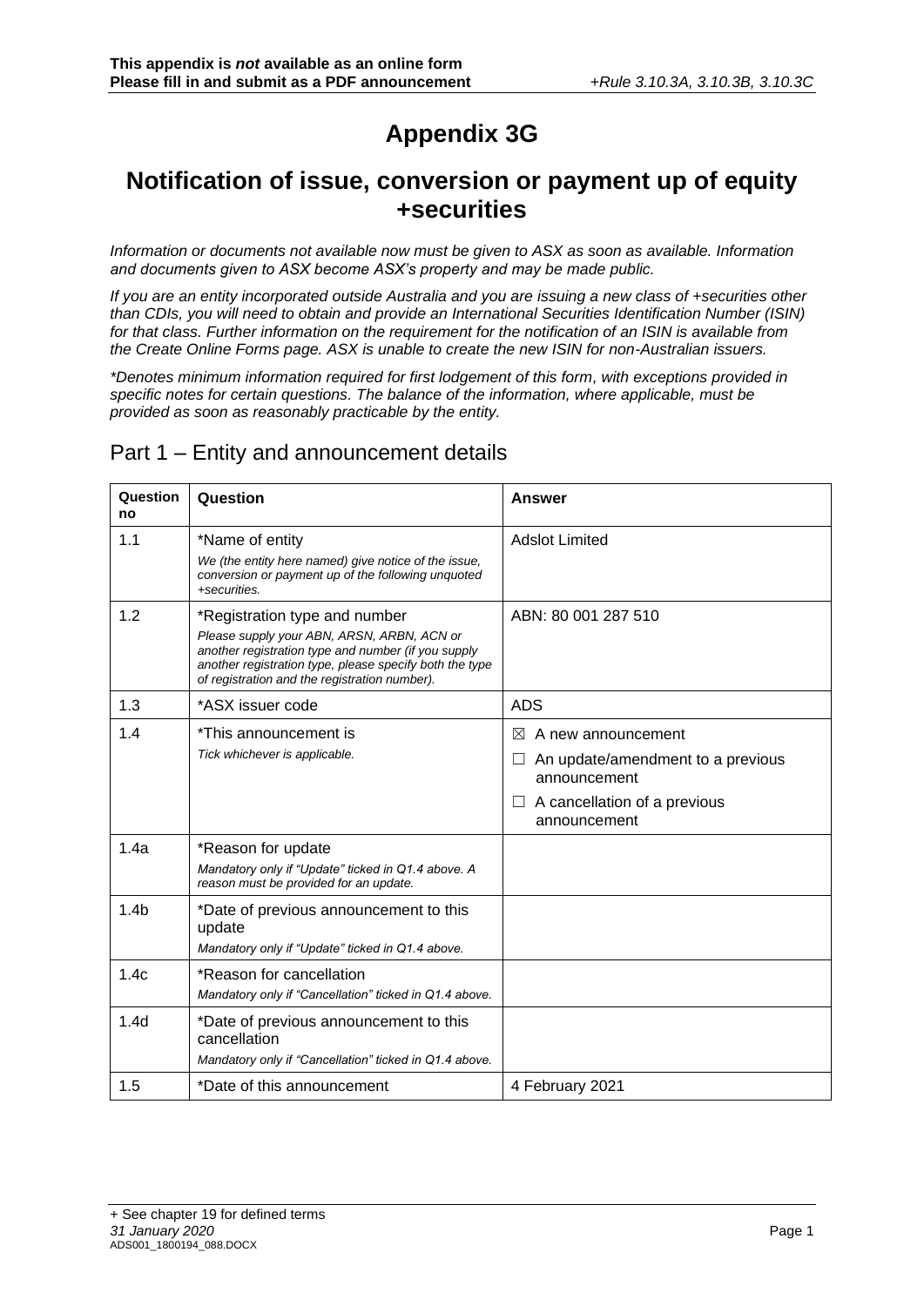**This appendix is *not* available as an online form**
**Please fill in and submit as a PDF announcement** *+Rule 3.10.3A, 3.10.3B, 3.10.3C*

# Appendix 3G

## Notification of issue, conversion or payment up of equity +securities

*Information or documents not available now must be given to ASX as soon as available. Information and documents given to ASX become ASX's property and may be made public.*

*If you are an entity incorporated outside Australia and you are issuing a new class of +securities other than CDIs, you will need to obtain and provide an International Securities Identification Number (ISIN) for that class. Further information on the requirement for the notification of an ISIN is available from the Create Online Forms page. ASX is unable to create the new ISIN for non-Australian issuers.*

*\*Denotes minimum information required for first lodgement of this form, with exceptions provided in specific notes for certain questions. The balance of the information, where applicable, must be provided as soon as reasonably practicable by the entity.*

## Part 1 – Entity and announcement details

| Question no | Question | Answer |
|---|---|---|
| 1.1 | \*Name of entity<br>*We (the entity here named) give notice of the issue, conversion or payment up of the following unquoted +securities.* | Adslot Limited |
| 1.2 | \*Registration type and number<br>*Please supply your ABN, ARSN, ARBN, ACN or another registration type and number (if you supply another registration type, please specify both the type of registration and the registration number).* | ABN: 80 001 287 510 |
| 1.3 | \*ASX issuer code | ADS |
| 1.4 | \*This announcement is<br>*Tick whichever is applicable.* | ☒ A new announcement<br>☐ An update/amendment to a previous announcement<br>☐ A cancellation of a previous announcement |
| 1.4a | \*Reason for update<br>*Mandatory only if "Update" ticked in Q1.4 above. A reason must be provided for an update.* | |
| 1.4b | \*Date of previous announcement to this update<br>*Mandatory only if "Update" ticked in Q1.4 above.* | |
| 1.4c | \*Reason for cancellation<br>*Mandatory only if "Cancellation" ticked in Q1.4 above.* | |
| 1.4d | \*Date of previous announcement to this cancellation<br>*Mandatory only if "Cancellation" ticked in Q1.4 above.* | |
| 1.5 | \*Date of this announcement | 4 February 2021 |

+ See chapter 19 for defined terms
*31 January 2020*
ADS001_1800194_088.DOCX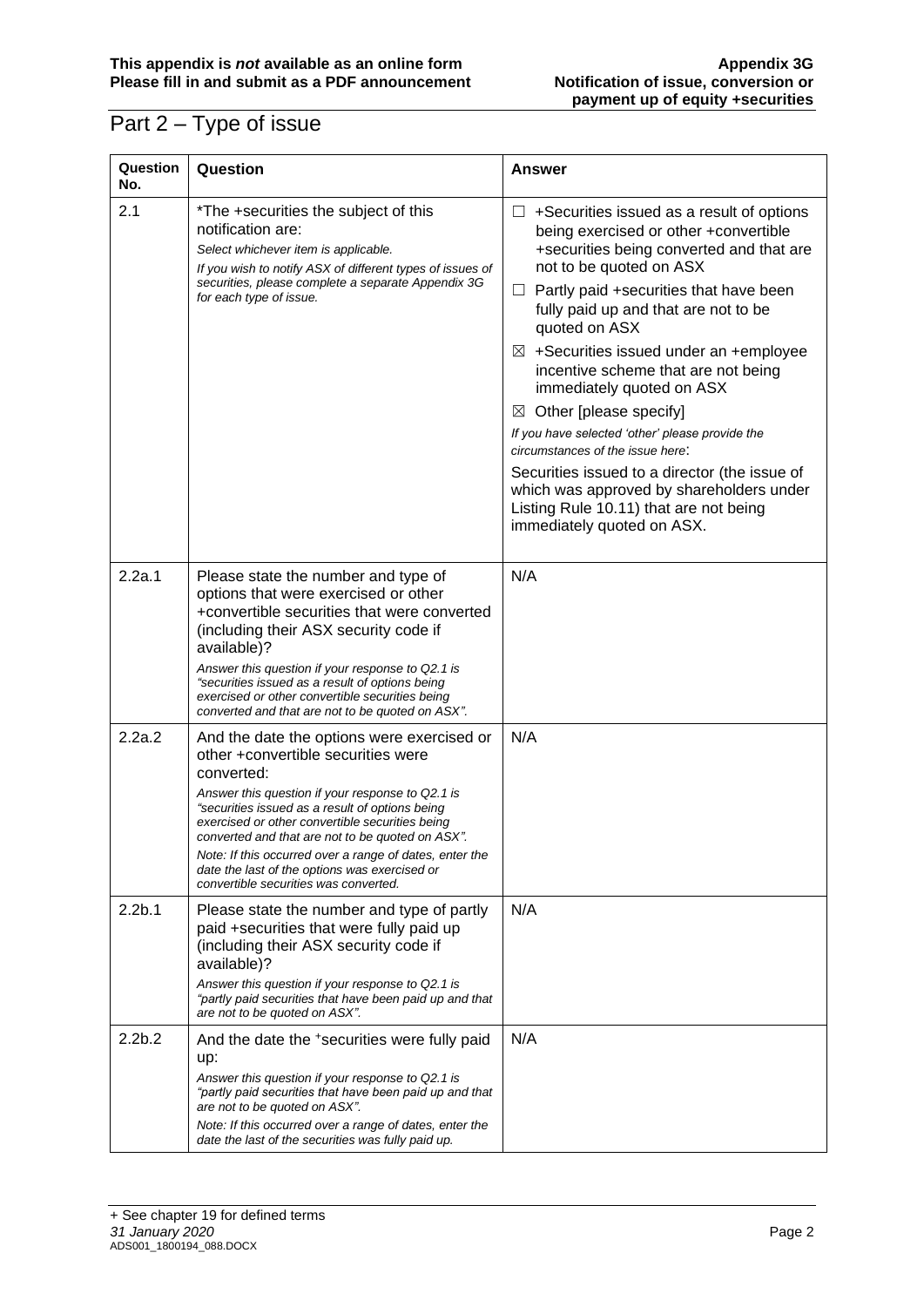# Part 2 – Type of issue

| Question No. | Question | Answer |
|---|---|---|
| 2.1 | *The +securities the subject of this notification are:<br>*Select whichever item is applicable.*<br>*If you wish to notify ASX of different types of issues of securities, please complete a separate Appendix 3G for each type of issue.* | ☐ +Securities issued as a result of options being exercised or other +convertible +securities being converted and that are not to be quoted on ASX<br>☐ Partly paid +securities that have been fully paid up and that are not to be quoted on ASX<br>☒ +Securities issued under an +employee incentive scheme that are not being immediately quoted on ASX<br>☒ Other [please specify]<br>*If you have selected 'other' please provide the circumstances of the issue here*:<br>Securities issued to a director (the issue of which was approved by shareholders under Listing Rule 10.11) that are not being immediately quoted on ASX. |
| 2.2a.1 | Please state the number and type of options that were exercised or other +convertible securities that were converted (including their ASX security code if available)?<br>*Answer this question if your response to Q2.1 is "securities issued as a result of options being exercised or other convertible securities being converted and that are not to be quoted on ASX".* | N/A |
| 2.2a.2 | And the date the options were exercised or other +convertible securities were converted:<br>*Answer this question if your response to Q2.1 is "securities issued as a result of options being exercised or other convertible securities being converted and that are not to be quoted on ASX".*<br>*Note: If this occurred over a range of dates, enter the date the last of the options was exercised or convertible securities was converted.* | N/A |
| 2.2b.1 | Please state the number and type of partly paid +securities that were fully paid up (including their ASX security code if available)?<br>*Answer this question if your response to Q2.1 is "partly paid securities that have been paid up and that are not to be quoted on ASX".* | N/A |
| 2.2b.2 | And the date the +securities were fully paid up:<br>*Answer this question if your response to Q2.1 is "partly paid securities that have been paid up and that are not to be quoted on ASX".*<br>*Note: If this occurred over a range of dates, enter the date the last of the securities was fully paid up.* | N/A |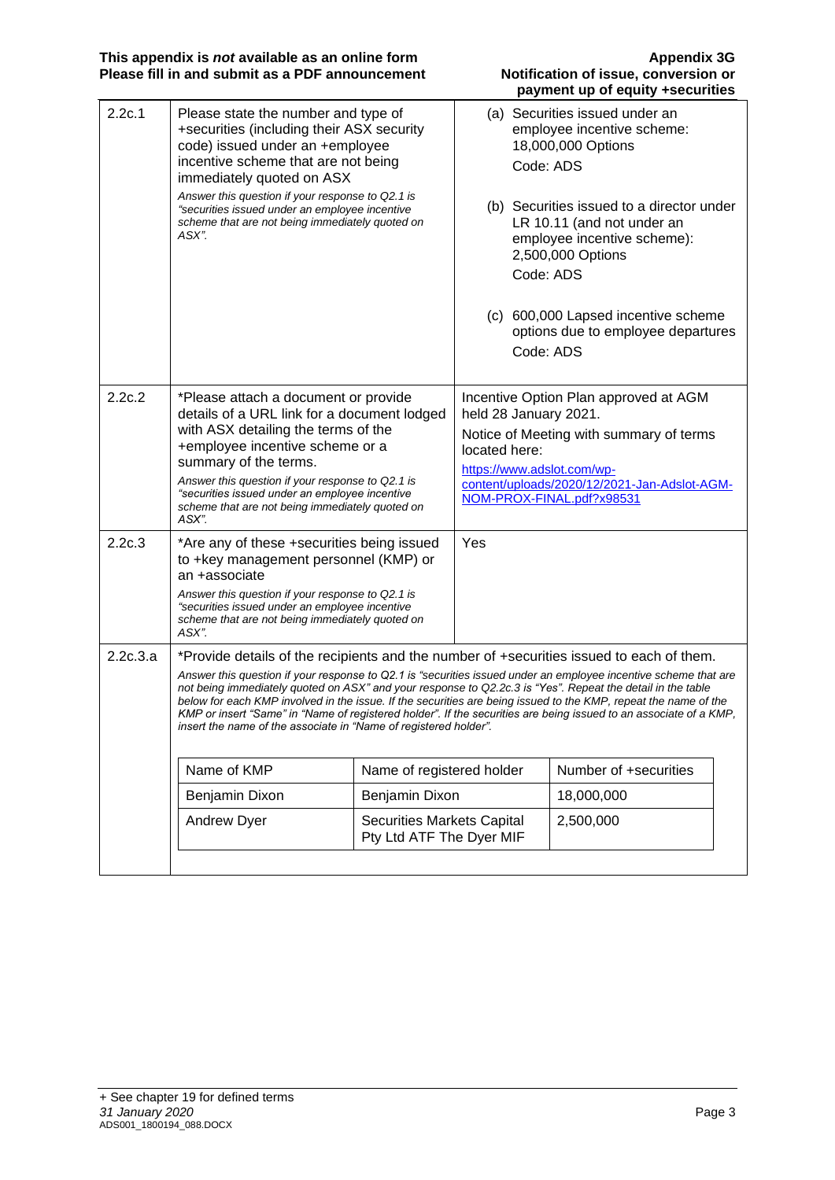| | | |
|---|---|---|
| 2.2c.1 | Please state the number and type of +securities (including their ASX security code) issued under an +employee incentive scheme that are not being immediately quoted on ASX<br>*Answer this question if your response to Q2.1 is "securities issued under an employee incentive scheme that are not being immediately quoted on ASX".* | (a) Securities issued under an employee incentive scheme: 18,000,000 Options<br>Code: ADS<br><br>(b) Securities issued to a director under LR 10.11 (and not under an employee incentive scheme): 2,500,000 Options<br>Code: ADS<br><br>(c) 600,000 Lapsed incentive scheme options due to employee departures<br>Code: ADS |
| 2.2c.2 | *Please attach a document or provide details of a URL link for a document lodged with ASX detailing the terms of the +employee incentive scheme or a summary of the terms.<br>*Answer this question if your response to Q2.1 is "securities issued under an employee incentive scheme that are not being immediately quoted on ASX".* | Incentive Option Plan approved at AGM held 28 January 2021.<br>Notice of Meeting with summary of terms located here:<br>https://www.adslot.com/wp-content/uploads/2020/12/2021-Jan-Adslot-AGM-NOM-PROX-FINAL.pdf?x98531 |
| 2.2c.3 | *Are any of these +securities being issued to +key management personnel (KMP) or an +associate<br>*Answer this question if your response to Q2.1 is "securities issued under an employee incentive scheme that are not being immediately quoted on ASX".* | Yes |

**2.2c.3.a** *Provide details of the recipients and the number of +securities issued to each of them.

*Answer this question if your response to Q2.1 is "securities issued under an employee incentive scheme that are not being immediately quoted on ASX" and your response to Q2.2c.3 is "Yes". Repeat the detail in the table below for each KMP involved in the issue. If the securities are being issued to the KMP, repeat the name of the KMP or insert "Same" in "Name of registered holder". If the securities are being issued to an associate of a KMP, insert the name of the associate in "Name of registered holder".*

| Name of KMP | Name of registered holder | Number of +securities |
|---|---|---|
| Benjamin Dixon | Benjamin Dixon | 18,000,000 |
| Andrew Dyer | Securities Markets Capital Pty Ltd ATF The Dyer MIF | 2,500,000 |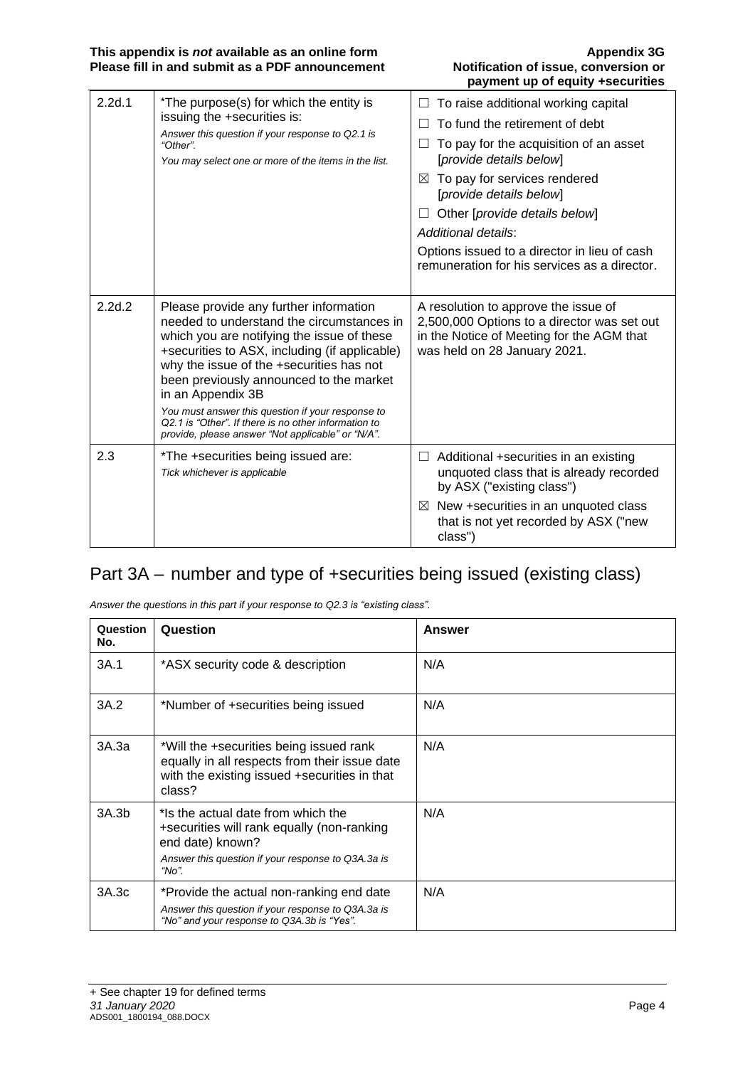| | | |
|---|---|---|
| 2.2d.1 | *The purpose(s) for which the entity is issuing the +securities is:<br>*Answer this question if your response to Q2.1 is "Other".*<br>*You may select one or more of the items in the list.* | ☐ To raise additional working capital<br>☐ To fund the retirement of debt<br>☐ To pay for the acquisition of an asset [*provide details below*]<br>☒ To pay for services rendered [*provide details below*]<br>☐ Other [*provide details below*]<br>*Additional details*:<br>Options issued to a director in lieu of cash remuneration for his services as a director. |
| 2.2d.2 | Please provide any further information needed to understand the circumstances in which you are notifying the issue of these +securities to ASX, including (if applicable) why the issue of the +securities has not been previously announced to the market in an Appendix 3B<br>*You must answer this question if your response to Q2.1 is "Other". If there is no other information to provide, please answer "Not applicable" or "N/A".* | A resolution to approve the issue of 2,500,000 Options to a director was set out in the Notice of Meeting for the AGM that was held on 28 January 2021. |
| 2.3 | *The +securities being issued are:<br>*Tick whichever is applicable* | ☐ Additional +securities in an existing unquoted class that is already recorded by ASX ("existing class")<br>☒ New +securities in an unquoted class that is not yet recorded by ASX ("new class") |

## Part 3A – number and type of +securities being issued (existing class)

*Answer the questions in this part if your response to Q2.3 is "existing class".*

| Question No. | Question | Answer |
|---|---|---|
| 3A.1 | *ASX security code & description | N/A |
| 3A.2 | *Number of +securities being issued | N/A |
| 3A.3a | *Will the +securities being issued rank equally in all respects from their issue date with the existing issued +securities in that class? | N/A |
| 3A.3b | *Is the actual date from which the +securities will rank equally (non-ranking end date) known?<br>*Answer this question if your response to Q3A.3a is "No".* | N/A |
| 3A.3c | *Provide the actual non-ranking end date<br>*Answer this question if your response to Q3A.3a is "No" and your response to Q3A.3b is "Yes".* | N/A |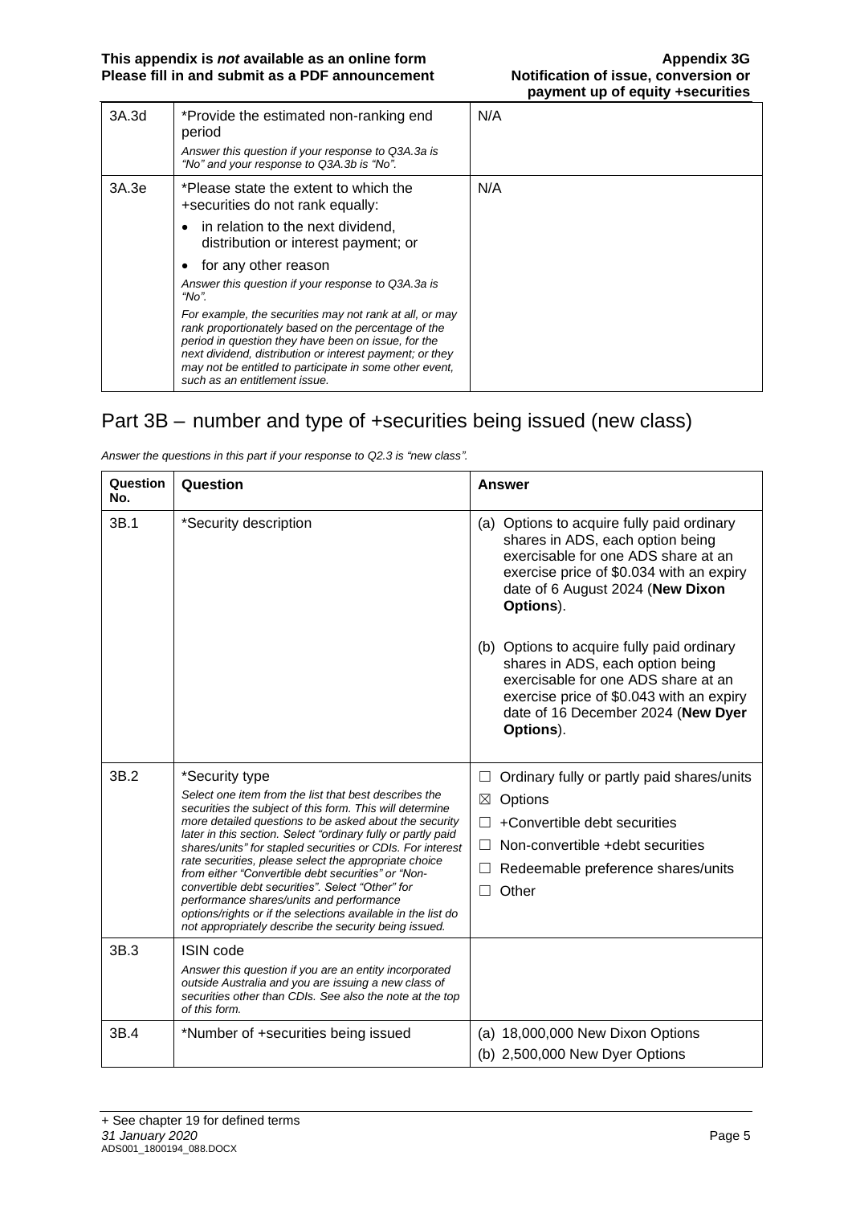| | | |
|---|---|---|
| 3A.3d | *Provide the estimated non-ranking end period<br>*Answer this question if your response to Q3A.3a is "No" and your response to Q3A.3b is "No".* | N/A |
| 3A.3e | *Please state the extent to which the +securities do not rank equally:<br>• in relation to the next dividend, distribution or interest payment; or<br>• for any other reason<br>*Answer this question if your response to Q3A.3a is "No".*<br>*For example, the securities may not rank at all, or may rank proportionately based on the percentage of the period in question they have been on issue, for the next dividend, distribution or interest payment; or they may not be entitled to participate in some other event, such as an entitlement issue.* | N/A |

## Part 3B – number and type of +securities being issued (new class)

*Answer the questions in this part if your response to Q2.3 is "new class".*

| Question No. | Question | Answer |
|---|---|---|
| 3B.1 | *Security description | (a) Options to acquire fully paid ordinary shares in ADS, each option being exercisable for one ADS share at an exercise price of $0.034 with an expiry date of 6 August 2024 (**New Dixon Options**).<br><br>(b) Options to acquire fully paid ordinary shares in ADS, each option being exercisable for one ADS share at an exercise price of $0.043 with an expiry date of 16 December 2024 (**New Dyer Options**). |
| 3B.2 | *Security type<br>*Select one item from the list that best describes the securities the subject of this form. This will determine more detailed questions to be asked about the security later in this section. Select "ordinary fully or partly paid shares/units" for stapled securities or CDIs. For interest rate securities, please select the appropriate choice from either "Convertible debt securities" or "Non-convertible debt securities". Select "Other" for performance shares/units and performance options/rights or if the selections available in the list do not appropriately describe the security being issued.* | ☐ Ordinary fully or partly paid shares/units<br>☒ Options<br>☐ +Convertible debt securities<br>☐ Non-convertible +debt securities<br>☐ Redeemable preference shares/units<br>☐ Other |
| 3B.3 | ISIN code<br>*Answer this question if you are an entity incorporated outside Australia and you are issuing a new class of securities other than CDIs. See also the note at the top of this form.* | |
| 3B.4 | *Number of +securities being issued | (a) 18,000,000 New Dixon Options<br>(b) 2,500,000 New Dyer Options |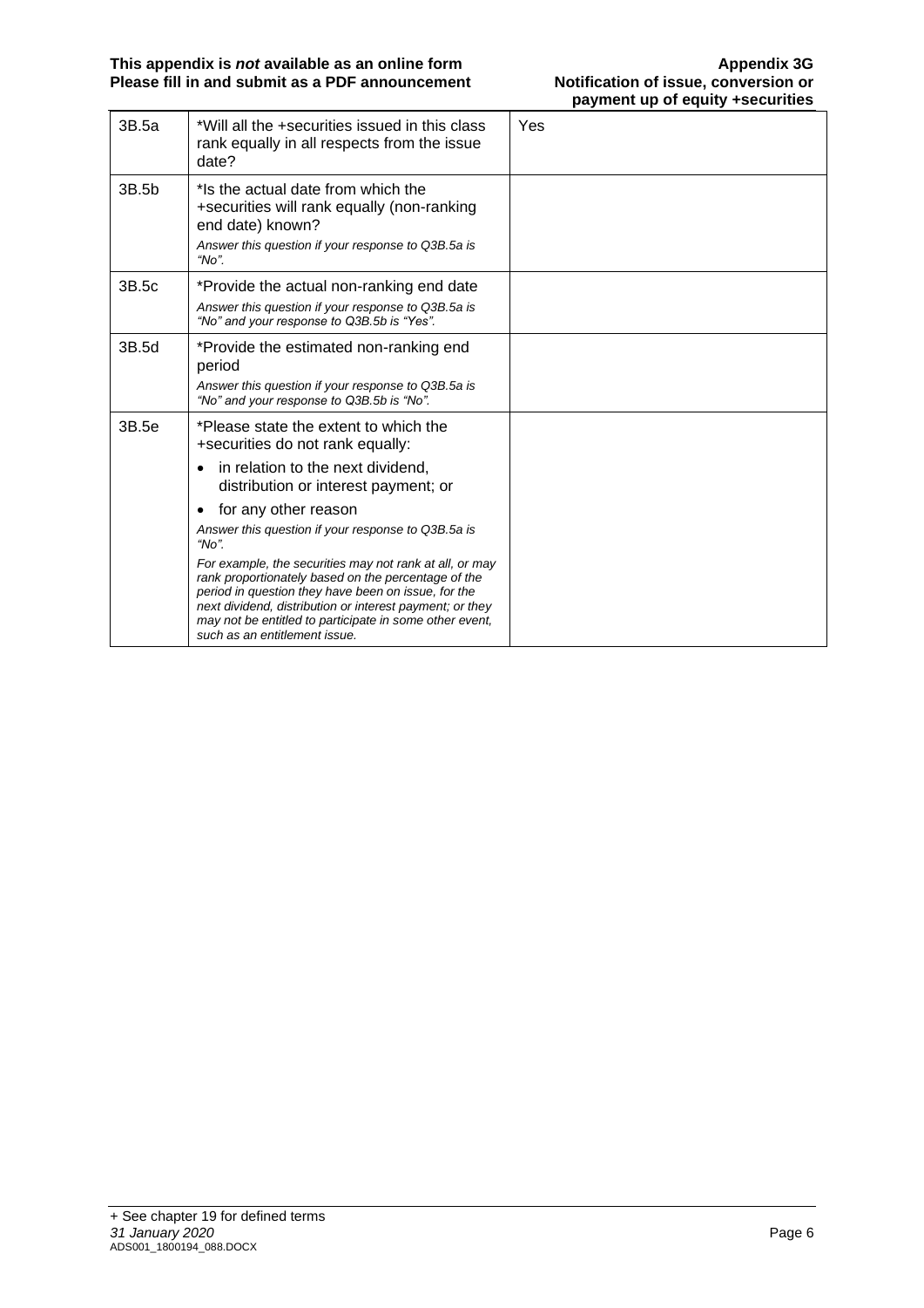| | | |
|---|---|---|
| 3B.5a | *Will all the +securities issued in this class rank equally in all respects from the issue date? | Yes |
| 3B.5b | *Is the actual date from which the +securities will rank equally (non-ranking end date) known?<br>*Answer this question if your response to Q3B.5a is "No".* | |
| 3B.5c | *Provide the actual non-ranking end date<br>*Answer this question if your response to Q3B.5a is "No" and your response to Q3B.5b is "Yes".* | |
| 3B.5d | *Provide the estimated non-ranking end period<br>*Answer this question if your response to Q3B.5a is "No" and your response to Q3B.5b is "No".* | |
| 3B.5e | *Please state the extent to which the +securities do not rank equally:<br>• in relation to the next dividend, distribution or interest payment; or<br>• for any other reason<br>*Answer this question if your response to Q3B.5a is "No".*<br>*For example, the securities may not rank at all, or may rank proportionately based on the percentage of the period in question they have been on issue, for the next dividend, distribution or interest payment; or they may not be entitled to participate in some other event, such as an entitlement issue.* | |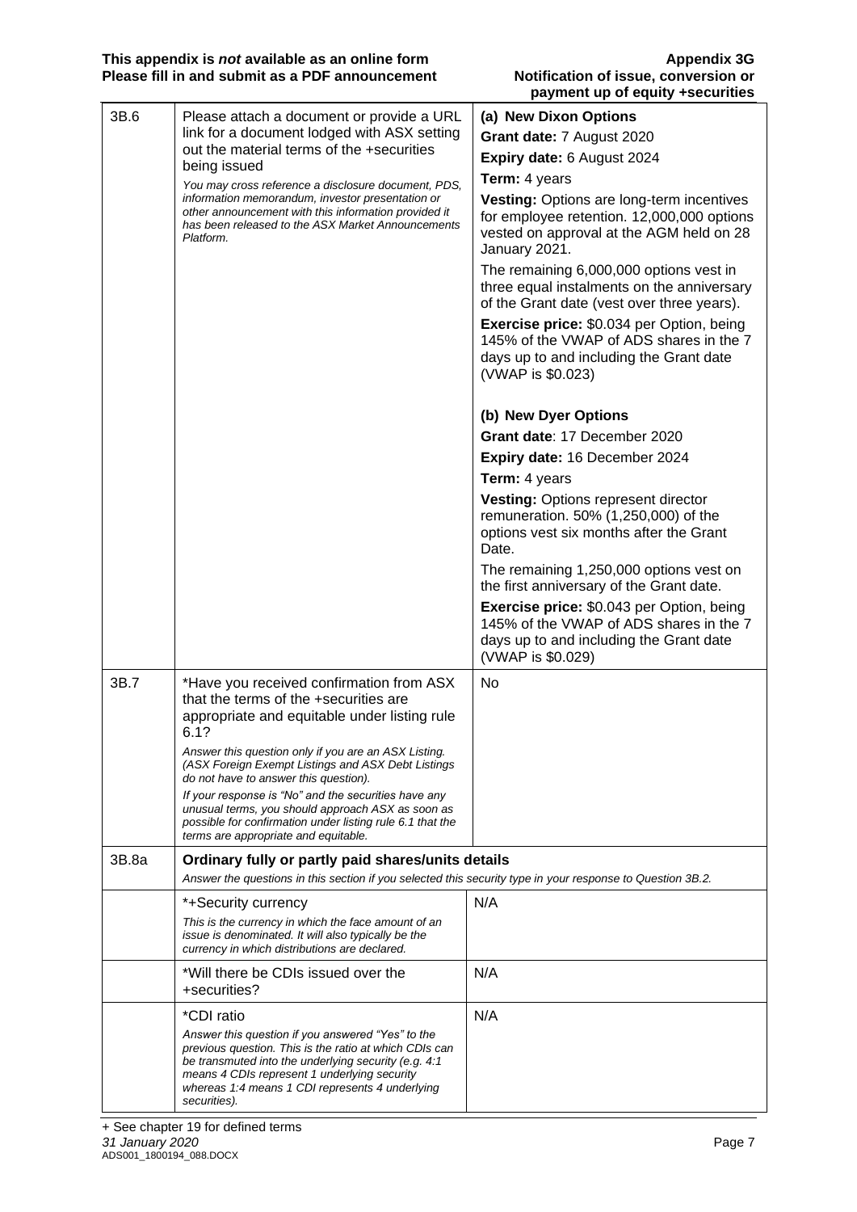| | | |
|---|---|---|
| 3B.6 | Please attach a document or provide a URL link for a document lodged with ASX setting out the material terms of the +securities being issued<br>*You may cross reference a disclosure document, PDS, information memorandum, investor presentation or other announcement with this information provided it has been released to the ASX Market Announcements Platform.* | **(a) New Dixon Options**<br>**Grant date:** 7 August 2020<br>**Expiry date:** 6 August 2024<br>**Term:** 4 years<br>**Vesting:** Options are long-term incentives for employee retention. 12,000,000 options vested on approval at the AGM held on 28 January 2021.<br>The remaining 6,000,000 options vest in three equal instalments on the anniversary of the Grant date (vest over three years).<br>**Exercise price:** $0.034 per Option, being 145% of the VWAP of ADS shares in the 7 days up to and including the Grant date (VWAP is $0.023)<br><br>**(b) New Dyer Options**<br>**Grant date**: 17 December 2020<br>**Expiry date:** 16 December 2024<br>**Term:** 4 years<br>**Vesting:** Options represent director remuneration. 50% (1,250,000) of the options vest six months after the Grant Date.<br>The remaining 1,250,000 options vest on the first anniversary of the Grant date.<br>**Exercise price:** $0.043 per Option, being 145% of the VWAP of ADS shares in the 7 days up to and including the Grant date (VWAP is $0.029) |
| 3B.7 | *Have you received confirmation from ASX that the terms of the +securities are appropriate and equitable under listing rule 6.1?<br>*Answer this question only if you are an ASX Listing. (ASX Foreign Exempt Listings and ASX Debt Listings do not have to answer this question).*<br>*If your response is "No" and the securities have any unusual terms, you should approach ASX as soon as possible for confirmation under listing rule 6.1 that the terms are appropriate and equitable.* | No |
| 3B.8a | **Ordinary fully or partly paid shares/units details**<br>*Answer the questions in this section if you selected this security type in your response to Question 3B.2.* | |
| | *+Security currency<br>*This is the currency in which the face amount of an issue is denominated. It will also typically be the currency in which distributions are declared.* | N/A |
| | *Will there be CDIs issued over the +securities? | N/A |
| | *CDI ratio<br>*Answer this question if you answered "Yes" to the previous question. This is the ratio at which CDIs can be transmuted into the underlying security (e.g. 4:1 means 4 CDIs represent 1 underlying security whereas 1:4 means 1 CDI represents 4 underlying securities).* | N/A |

+ See chapter 19 for defined terms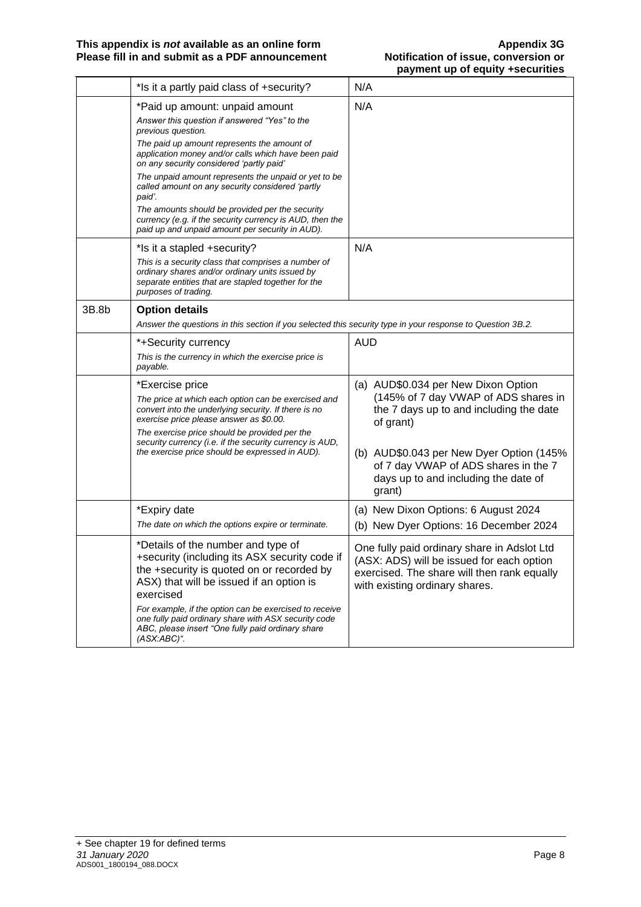| | | |
|---|---|---|
| | *Is it a partly paid class of +security? | N/A |
| | *Paid up amount: unpaid amount<br>*Answer this question if answered "Yes" to the previous question.*<br>*The paid up amount represents the amount of application money and/or calls which have been paid on any security considered 'partly paid'*<br>*The unpaid amount represents the unpaid or yet to be called amount on any security considered 'partly paid'.*<br>*The amounts should be provided per the security currency (e.g. if the security currency is AUD, then the paid up and unpaid amount per security in AUD).* | N/A |
| | *Is it a stapled +security?<br>*This is a security class that comprises a number of ordinary shares and/or ordinary units issued by separate entities that are stapled together for the purposes of trading.* | N/A |
| 3B.8b | **Option details**<br>*Answer the questions in this section if you selected this security type in your response to Question 3B.2.* | |
| | *+Security currency<br>*This is the currency in which the exercise price is payable.* | AUD |
| | *Exercise price<br>*The price at which each option can be exercised and convert into the underlying security. If there is no exercise price please answer as $0.00.*<br>*The exercise price should be provided per the security currency (i.e. if the security currency is AUD, the exercise price should be expressed in AUD).* | (a) AUD$0.034 per New Dixon Option (145% of 7 day VWAP of ADS shares in the 7 days up to and including the date of grant)<br>(b) AUD$0.043 per New Dyer Option (145% of 7 day VWAP of ADS shares in the 7 days up to and including the date of grant) |
| | *Expiry date<br>*The date on which the options expire or terminate.* | (a) New Dixon Options: 6 August 2024<br>(b) New Dyer Options: 16 December 2024 |
| | *Details of the number and type of +security (including its ASX security code if the +security is quoted on or recorded by ASX) that will be issued if an option is exercised<br>*For example, if the option can be exercised to receive one fully paid ordinary share with ASX security code ABC, please insert "One fully paid ordinary share (ASX:ABC)".* | One fully paid ordinary share in Adslot Ltd (ASX: ADS) will be issued for each option exercised. The share will then rank equally with existing ordinary shares. |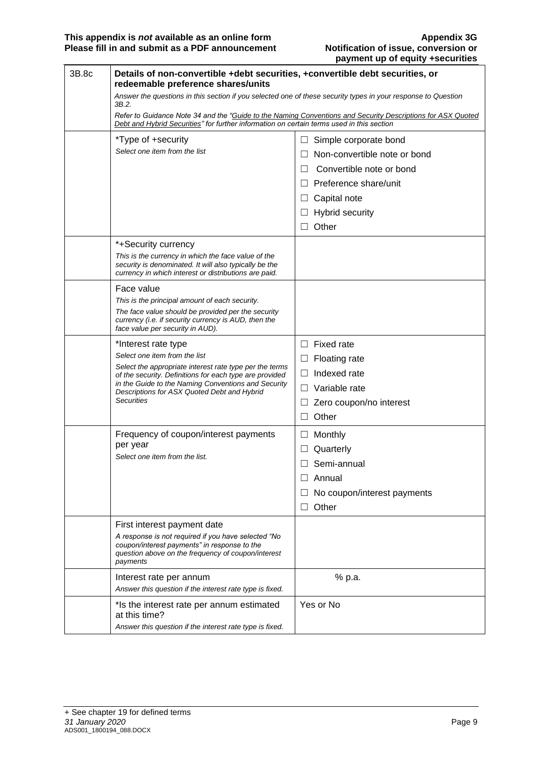| 3B.8c | **Details of non-convertible +debt securities, +convertible debt securities, or redeemable preference shares/units**<br>*Answer the questions in this section if you selected one of these security types in your response to Question 3B.2.*<br>*Refer to Guidance Note 34 and the "Guide to the Naming Conventions and Security Descriptions for ASX Quoted Debt and Hybrid Securities" for further information on certain terms used in this section* | |
|---|---|---|
| | *Type of +security<br>*Select one item from the list* | ☐ Simple corporate bond<br>☐ Non-convertible note or bond<br>☐ Convertible note or bond<br>☐ Preference share/unit<br>☐ Capital note<br>☐ Hybrid security<br>☐ Other |
| | *+Security currency<br>*This is the currency in which the face value of the security is denominated. It will also typically be the currency in which interest or distributions are paid.* | |
| | Face value<br>*This is the principal amount of each security.*<br>*The face value should be provided per the security currency (i.e. if security currency is AUD, then the face value per security in AUD).* | |
| | *Interest rate type<br>*Select one item from the list*<br>*Select the appropriate interest rate type per the terms of the security. Definitions for each type are provided in the Guide to the Naming Conventions and Security Descriptions for ASX Quoted Debt and Hybrid Securities* | ☐ Fixed rate<br>☐ Floating rate<br>☐ Indexed rate<br>☐ Variable rate<br>☐ Zero coupon/no interest<br>☐ Other |
| | Frequency of coupon/interest payments per year<br>*Select one item from the list.* | ☐ Monthly<br>☐ Quarterly<br>☐ Semi-annual<br>☐ Annual<br>☐ No coupon/interest payments<br>☐ Other |
| | First interest payment date<br>*A response is not required if you have selected "No coupon/interest payments" in response to the question above on the frequency of coupon/interest payments* | |
| | Interest rate per annum<br>*Answer this question if the interest rate type is fixed.* | % p.a. |
| | *Is the interest rate per annum estimated at this time?<br>*Answer this question if the interest rate type is fixed.* | Yes or No |

+ See chapter 19 for defined terms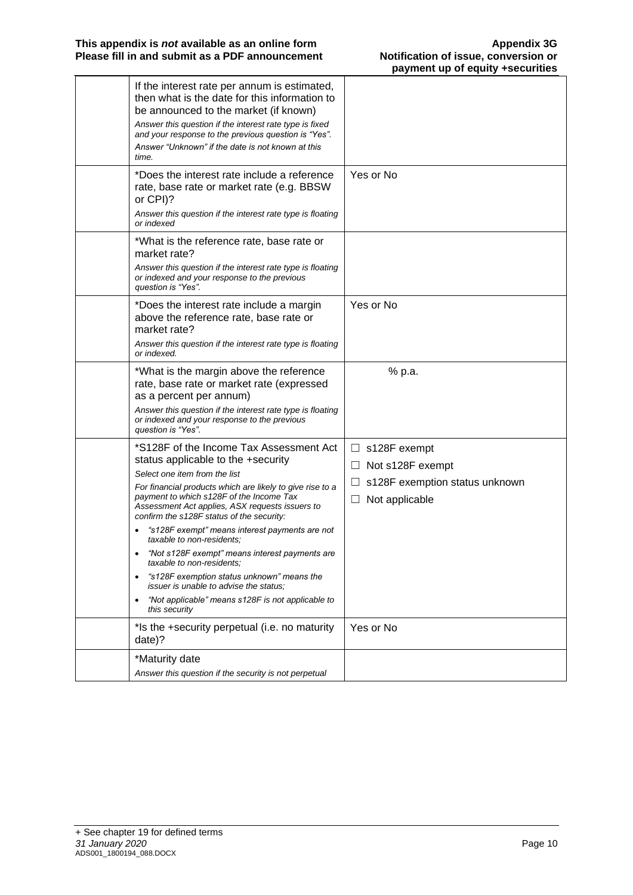|  | Question | Answer |
|---|---|---|
|  | If the interest rate per annum is estimated, then what is the date for this information to be announced to the market (if known)<br>*Answer this question if the interest rate type is fixed and your response to the previous question is "Yes".*<br>*Answer "Unknown" if the date is not known at this time.* |  |
|  | *Does the interest rate include a reference rate, base rate or market rate (e.g. BBSW or CPI)?<br>*Answer this question if the interest rate type is floating or indexed* | Yes or No |
|  | *What is the reference rate, base rate or market rate?<br>*Answer this question if the interest rate type is floating or indexed and your response to the previous question is "Yes".* |  |
|  | *Does the interest rate include a margin above the reference rate, base rate or market rate?<br>*Answer this question if the interest rate type is floating or indexed.* | Yes or No |
|  | *What is the margin above the reference rate, base rate or market rate (expressed as a percent per annum)<br>*Answer this question if the interest rate type is floating or indexed and your response to the previous question is "Yes".* | % p.a. |
|  | *S128F of the Income Tax Assessment Act status applicable to the +security<br>*Select one item from the list*<br>*For financial products which are likely to give rise to a payment to which s128F of the Income Tax Assessment Act applies, ASX requests issuers to confirm the s128F status of the security:*<br>• *"s128F exempt" means interest payments are not taxable to non-residents;*<br>• *"Not s128F exempt" means interest payments are taxable to non-residents;*<br>• *"s128F exemption status unknown" means the issuer is unable to advise the status;*<br>• *"Not applicable" means s128F is not applicable to this security* | ☐ s128F exempt<br>☐ Not s128F exempt<br>☐ s128F exemption status unknown<br>☐ Not applicable |
|  | *Is the +security perpetual (i.e. no maturity date)? | Yes or No |
|  | *Maturity date<br>*Answer this question if the security is not perpetual* |  |

+ See chapter 19 for defined terms
*31 January 2020*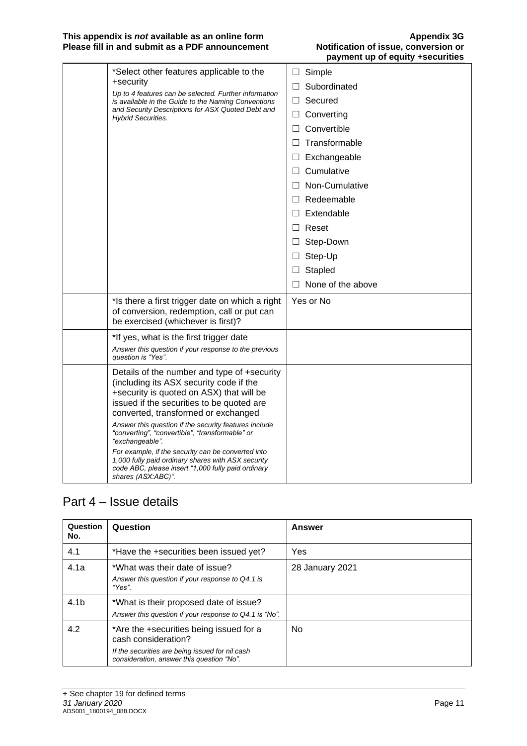| | | |
|---|---|---|
| | *Select other features applicable to the +security<br>*Up to 4 features can be selected. Further information is available in the Guide to the Naming Conventions and Security Descriptions for ASX Quoted Debt and Hybrid Securities.* | ☐ Simple<br>☐ Subordinated<br>☐ Secured<br>☐ Converting<br>☐ Convertible<br>☐ Transformable<br>☐ Exchangeable<br>☐ Cumulative<br>☐ Non-Cumulative<br>☐ Redeemable<br>☐ Extendable<br>☐ Reset<br>☐ Step-Down<br>☐ Step-Up<br>☐ Stapled<br>☐ None of the above |
| | *Is there a first trigger date on which a right of conversion, redemption, call or put can be exercised (whichever is first)? | Yes or No |
| | *If yes, what is the first trigger date<br>*Answer this question if your response to the previous question is "Yes".* | |
| | Details of the number and type of +security (including its ASX security code if the +security is quoted on ASX) that will be issued if the securities to be quoted are converted, transformed or exchanged<br>*Answer this question if the security features include "converting", "convertible", "transformable" or "exchangeable".*<br>*For example, if the security can be converted into 1,000 fully paid ordinary shares with ASX security code ABC, please insert "1,000 fully paid ordinary shares (ASX:ABC)".* | |

## Part 4 – Issue details

| Question No. | Question | Answer |
|---|---|---|
| 4.1 | *Have the +securities been issued yet? | Yes |
| 4.1a | *What was their date of issue?<br>*Answer this question if your response to Q4.1 is "Yes".* | 28 January 2021 |
| 4.1b | *What is their proposed date of issue?<br>*Answer this question if your response to Q4.1 is "No".* | |
| 4.2 | *Are the +securities being issued for a cash consideration?<br>*If the securities are being issued for nil cash consideration, answer this question "No".* | No |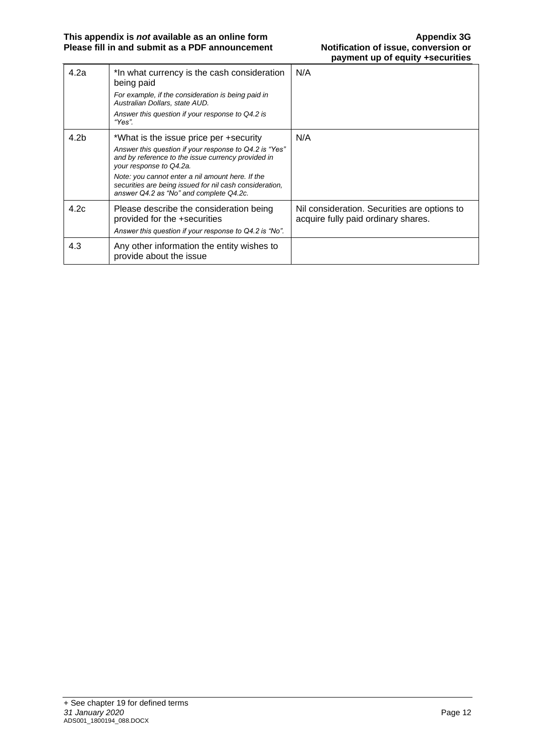| | | |
|---|---|---|
| 4.2a | *In what currency is the cash consideration being paid<br>*For example, if the consideration is being paid in Australian Dollars, state AUD.*<br>*Answer this question if your response to Q4.2 is "Yes".* | N/A |
| 4.2b | *What is the issue price per +security<br>*Answer this question if your response to Q4.2 is "Yes" and by reference to the issue currency provided in your response to Q4.2a.*<br>*Note: you cannot enter a nil amount here. If the securities are being issued for nil cash consideration, answer Q4.2 as "No" and complete Q4.2c.* | N/A |
| 4.2c | Please describe the consideration being provided for the +securities<br>*Answer this question if your response to Q4.2 is "No".* | Nil consideration. Securities are options to acquire fully paid ordinary shares. |
| 4.3 | Any other information the entity wishes to provide about the issue | |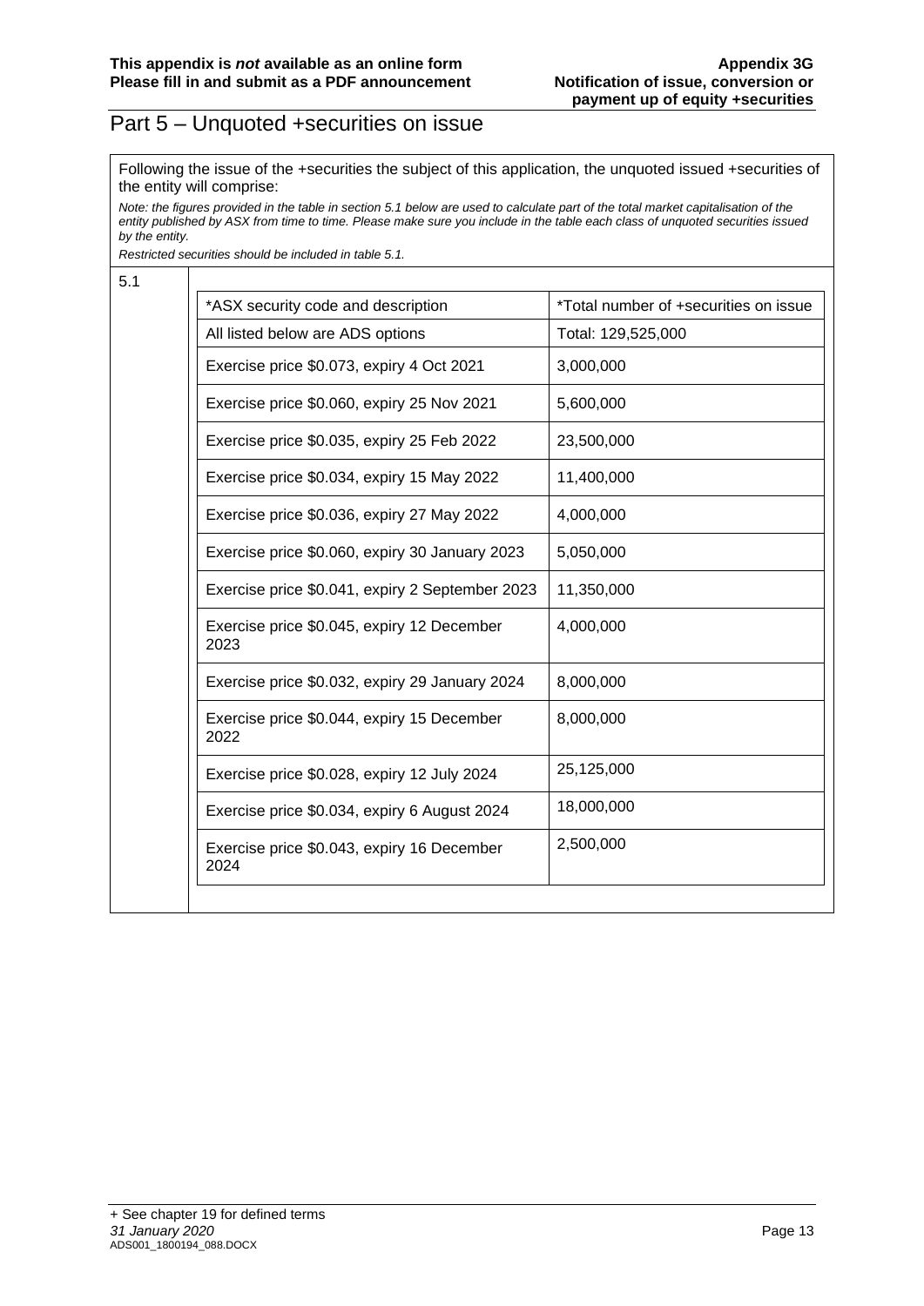# Part 5 – Unquoted +securities on issue

Following the issue of the +securities the subject of this application, the unquoted issued +securities of the entity will comprise:

*Note: the figures provided in the table in section 5.1 below are used to calculate part of the total market capitalisation of the entity published by ASX from time to time. Please make sure you include in the table each class of unquoted securities issued by the entity.*

*Restricted securities should be included in table 5.1.*

5.1

| *ASX security code and description | *Total number of +securities on issue |
|---|---|
| All listed below are ADS options | Total: 129,525,000 |
| Exercise price $0.073, expiry 4 Oct 2021 | 3,000,000 |
| Exercise price $0.060, expiry 25 Nov 2021 | 5,600,000 |
| Exercise price $0.035, expiry 25 Feb 2022 | 23,500,000 |
| Exercise price $0.034, expiry 15 May 2022 | 11,400,000 |
| Exercise price $0.036, expiry 27 May 2022 | 4,000,000 |
| Exercise price $0.060, expiry 30 January 2023 | 5,050,000 |
| Exercise price $0.041, expiry 2 September 2023 | 11,350,000 |
| Exercise price $0.045, expiry 12 December 2023 | 4,000,000 |
| Exercise price $0.032, expiry 29 January 2024 | 8,000,000 |
| Exercise price $0.044, expiry 15 December 2022 | 8,000,000 |
| Exercise price $0.028, expiry 12 July 2024 | 25,125,000 |
| Exercise price $0.034, expiry 6 August 2024 | 18,000,000 |
| Exercise price $0.043, expiry 16 December 2024 | 2,500,000 |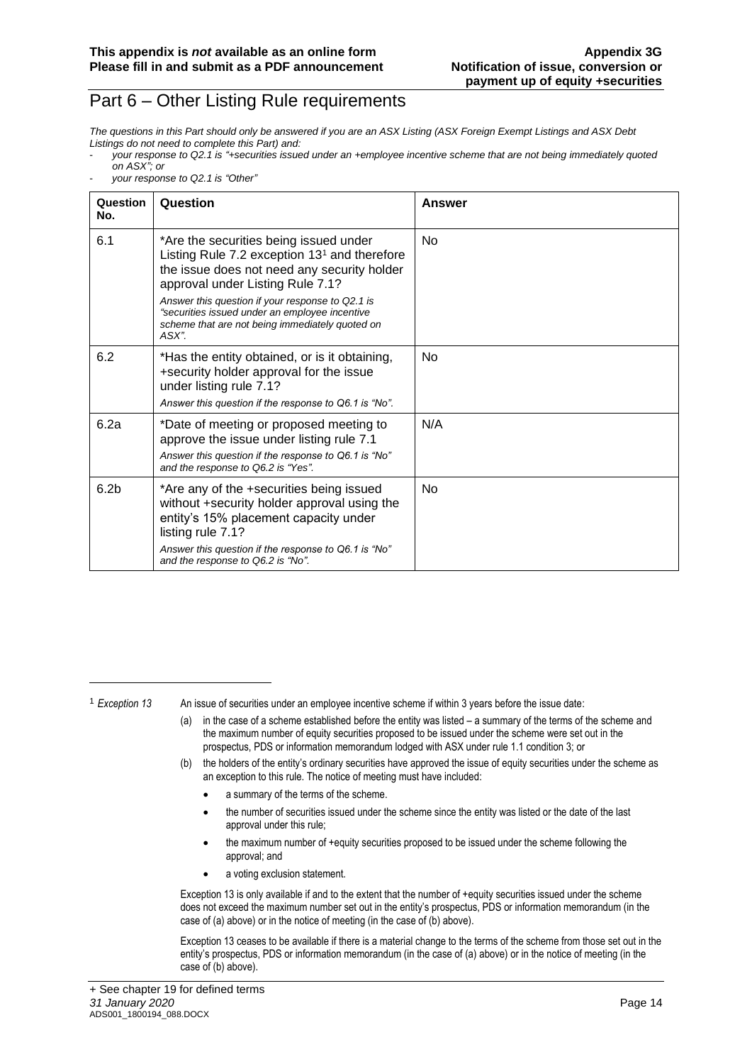# Part 6 – Other Listing Rule requirements

*The questions in this Part should only be answered if you are an ASX Listing (ASX Foreign Exempt Listings and ASX Debt Listings do not need to complete this Part) and:*

- *your response to Q2.1 is "+securities issued under an +employee incentive scheme that are not being immediately quoted on ASX"; or*
- *your response to Q2.1 is "Other"*

| Question No. | Question | Answer |
|---|---|---|
| 6.1 | *Are the securities being issued under Listing Rule 7.2 exception 13[1] and therefore the issue does not need any security holder approval under Listing Rule 7.1? *Answer this question if your response to Q2.1 is "securities issued under an employee incentive scheme that are not being immediately quoted on ASX".* | No |
| 6.2 | *Has the entity obtained, or is it obtaining, +security holder approval for the issue under listing rule 7.1? *Answer this question if the response to Q6.1 is "No".* | No |
| 6.2a | *Date of meeting or proposed meeting to approve the issue under listing rule 7.1 *Answer this question if the response to Q6.1 is "No" and the response to Q6.2 is "Yes".* | N/A |
| 6.2b | *Are any of the +securities being issued without +security holder approval using the entity's 15% placement capacity under listing rule 7.1? *Answer this question if the response to Q6.1 is "No" and the response to Q6.2 is "No".* | No |

[1] *Exception 13* An issue of securities under an employee incentive scheme if within 3 years before the issue date:

(a) in the case of a scheme established before the entity was listed – a summary of the terms of the scheme and the maximum number of equity securities proposed to be issued under the scheme were set out in the prospectus, PDS or information memorandum lodged with ASX under rule 1.1 condition 3; or

(b) the holders of the entity's ordinary securities have approved the issue of equity securities under the scheme as an exception to this rule. The notice of meeting must have included:

- a summary of the terms of the scheme.
- the number of securities issued under the scheme since the entity was listed or the date of the last approval under this rule;
- the maximum number of +equity securities proposed to be issued under the scheme following the approval; and
- a voting exclusion statement.

Exception 13 is only available if and to the extent that the number of +equity securities issued under the scheme does not exceed the maximum number set out in the entity's prospectus, PDS or information memorandum (in the case of (a) above) or in the notice of meeting (in the case of (b) above).

Exception 13 ceases to be available if there is a material change to the terms of the scheme from those set out in the entity's prospectus, PDS or information memorandum (in the case of (a) above) or in the notice of meeting (in the case of (b) above).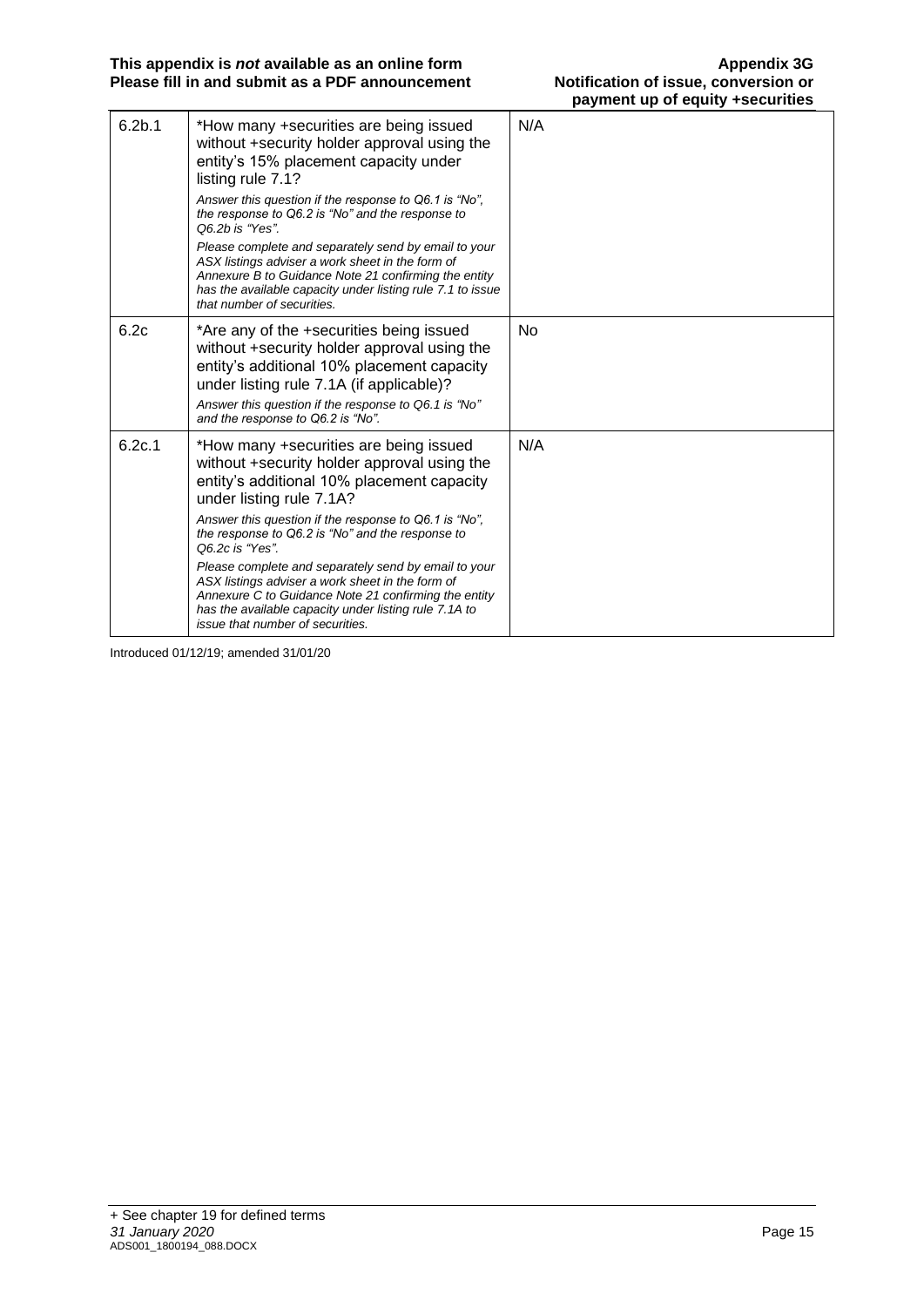| | | |
|---|---|---|
| 6.2b.1 | *How many +securities are being issued without +security holder approval using the entity's 15% placement capacity under listing rule 7.1?<br>*Answer this question if the response to Q6.1 is "No", the response to Q6.2 is "No" and the response to Q6.2b is "Yes".*<br>*Please complete and separately send by email to your ASX listings adviser a work sheet in the form of Annexure B to Guidance Note 21 confirming the entity has the available capacity under listing rule 7.1 to issue that number of securities.* | N/A |
| 6.2c | *Are any of the +securities being issued without +security holder approval using the entity's additional 10% placement capacity under listing rule 7.1A (if applicable)?<br>*Answer this question if the response to Q6.1 is "No" and the response to Q6.2 is "No".* | No |
| 6.2c.1 | *How many +securities are being issued without +security holder approval using the entity's additional 10% placement capacity under listing rule 7.1A?<br>*Answer this question if the response to Q6.1 is "No", the response to Q6.2 is "No" and the response to Q6.2c is "Yes".*<br>*Please complete and separately send by email to your ASX listings adviser a work sheet in the form of Annexure C to Guidance Note 21 confirming the entity has the available capacity under listing rule 7.1A to issue that number of securities.* | N/A |

Introduced 01/12/19; amended 31/01/20